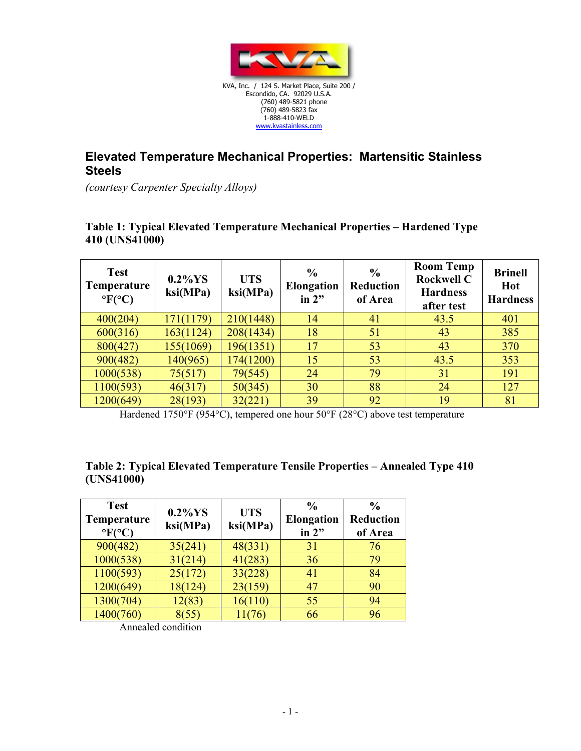KVA, Inc. / 124 S. Market Place, Suite 200 /
Escondido, CA. 92029 U.S.A.
(760) 489-5821 phone
(760) 489-5823 fax
1-888-410-WELD
www.kvastainless.com

# Elevated Temperature Mechanical Properties: Martensitic Stainless Steels

*(courtesy Carpenter Specialty Alloys)*

## Table 1: Typical Elevated Temperature Mechanical Properties – Hardened Type 410 (UNS41000)

| Test Temperature °F(°C) | 0.2%YS ksi(MPa) | UTS ksi(MPa) | % Elongation in 2” | % Reduction of Area | Room Temp Rockwell C Hardness after test | Brinell Hot Hardness |
|---|---|---|---|---|---|---|
| 400(204) | 171(1179) | 210(1448) | 14 | 41 | 43.5 | 401 |
| 600(316) | 163(1124) | 208(1434) | 18 | 51 | 43 | 385 |
| 800(427) | 155(1069) | 196(1351) | 17 | 53 | 43 | 370 |
| 900(482) | 140(965) | 174(1200) | 15 | 53 | 43.5 | 353 |
| 1000(538) | 75(517) | 79(545) | 24 | 79 | 31 | 191 |
| 1100(593) | 46(317) | 50(345) | 30 | 88 | 24 | 127 |
| 1200(649) | 28(193) | 32(221) | 39 | 92 | 19 | 81 |

Hardened 1750°F (954°C), tempered one hour 50°F (28°C) above test temperature

## Table 2: Typical Elevated Temperature Tensile Properties – Annealed Type 410 (UNS41000)

| Test Temperature °F(°C) | 0.2%YS ksi(MPa) | UTS ksi(MPa) | % Elongation in 2” | % Reduction of Area |
|---|---|---|---|---|
| 900(482) | 35(241) | 48(331) | 31 | 76 |
| 1000(538) | 31(214) | 41(283) | 36 | 79 |
| 1100(593) | 25(172) | 33(228) | 41 | 84 |
| 1200(649) | 18(124) | 23(159) | 47 | 90 |
| 1300(704) | 12(83) | 16(110) | 55 | 94 |
| 1400(760) | 8(55) | 11(76) | 66 | 96 |

Annealed condition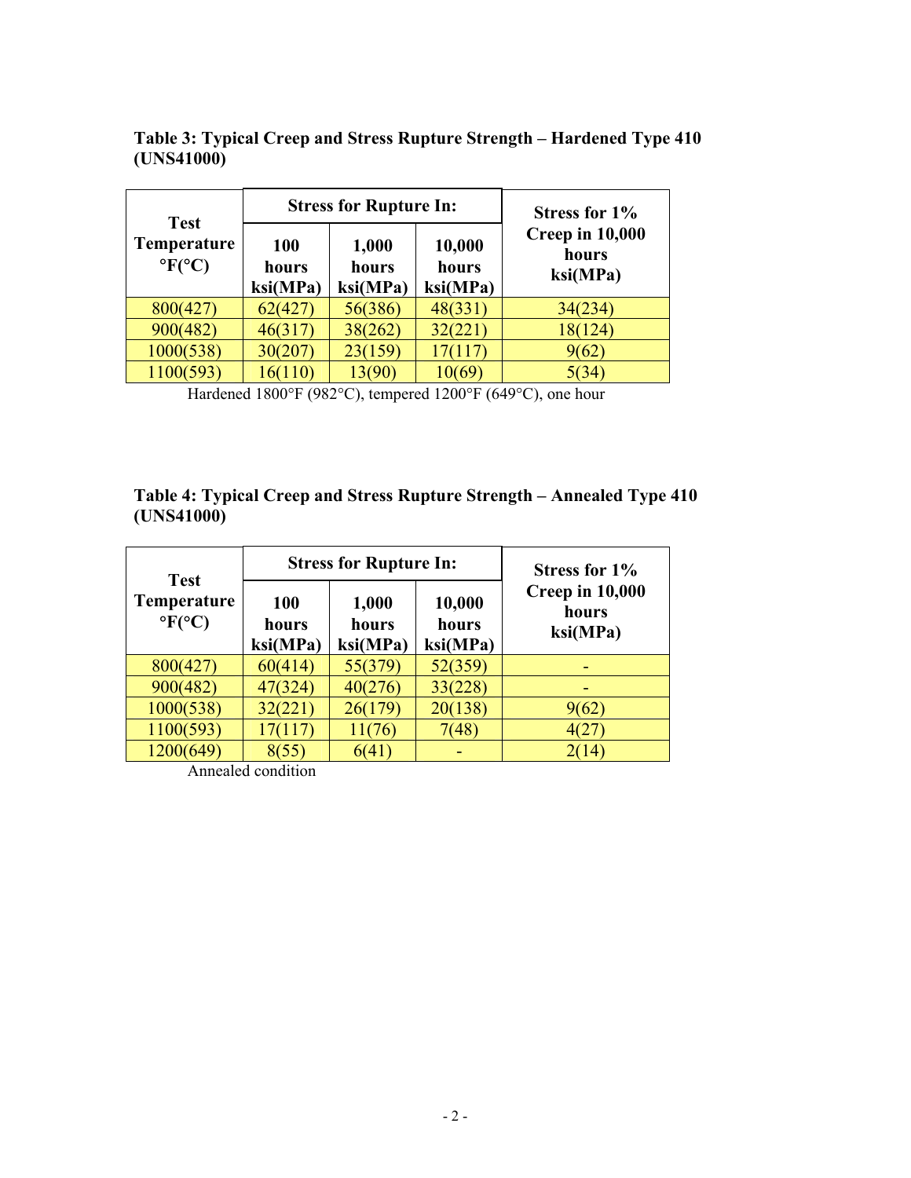**Table 3: Typical Creep and Stress Rupture Strength – Hardened Type 410 (UNS41000)**

| Test Temperature °F(°C) | Stress for Rupture In: | | | Stress for 1% Creep in 10,000 hours ksi(MPa) |
|---|---|---|---|---|
| | 100 hours ksi(MPa) | 1,000 hours ksi(MPa) | 10,000 hours ksi(MPa) | |
| 800(427) | 62(427) | 56(386) | 48(331) | 34(234) |
| 900(482) | 46(317) | 38(262) | 32(221) | 18(124) |
| 1000(538) | 30(207) | 23(159) | 17(117) | 9(62) |
| 1100(593) | 16(110) | 13(90) | 10(69) | 5(34) |

Hardened 1800°F (982°C), tempered 1200°F (649°C), one hour

**Table 4: Typical Creep and Stress Rupture Strength – Annealed Type 410 (UNS41000)**

| Test Temperature °F(°C) | Stress for Rupture In: | | | Stress for 1% Creep in 10,000 hours ksi(MPa) |
|---|---|---|---|---|
| | 100 hours ksi(MPa) | 1,000 hours ksi(MPa) | 10,000 hours ksi(MPa) | |
| 800(427) | 60(414) | 55(379) | 52(359) | - |
| 900(482) | 47(324) | 40(276) | 33(228) | - |
| 1000(538) | 32(221) | 26(179) | 20(138) | 9(62) |
| 1100(593) | 17(117) | 11(76) | 7(48) | 4(27) |
| 1200(649) | 8(55) | 6(41) | - | 2(14) |

Annealed condition